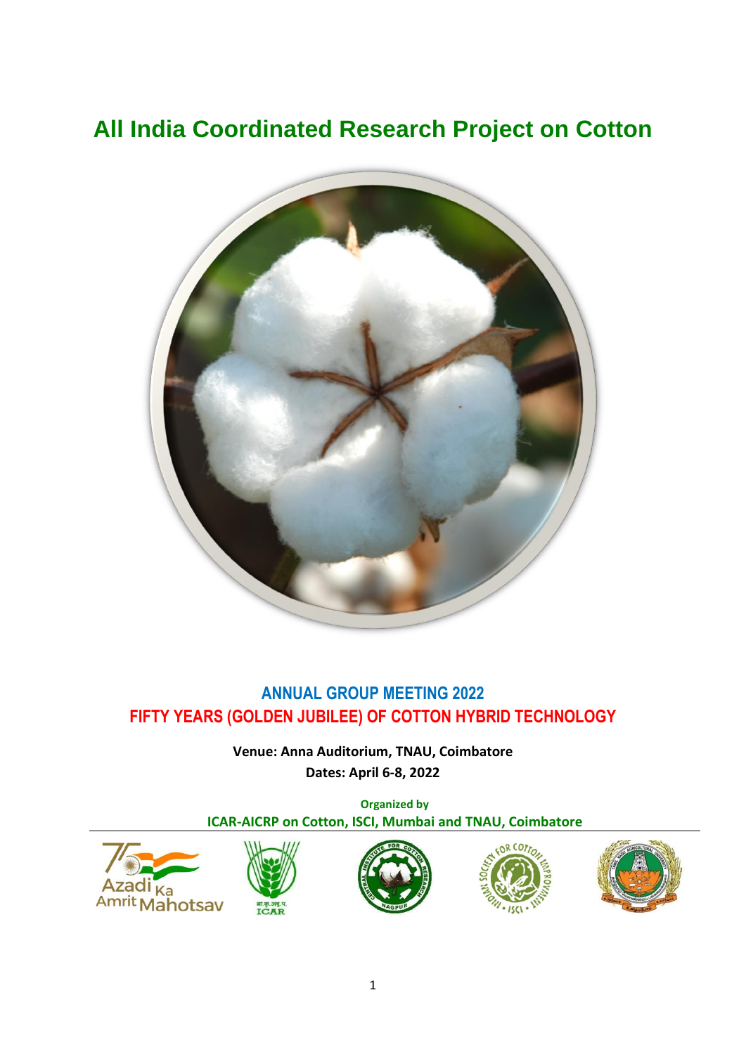# All India Coordinated Research Project on Cotton

## ANNUAL GROUP MEETING 2022

## FIFTY YEARS (GOLDEN JUBILEE) OF COTTON HYBRID TECHNOLOGY

**Venue: Anna Auditorium, TNAU, Coimbatore**

**Dates: April 6-8, 2022**

**Organized by**

**ICAR-AICRP on Cotton, ISCI, Mumbai and TNAU, Coimbatore**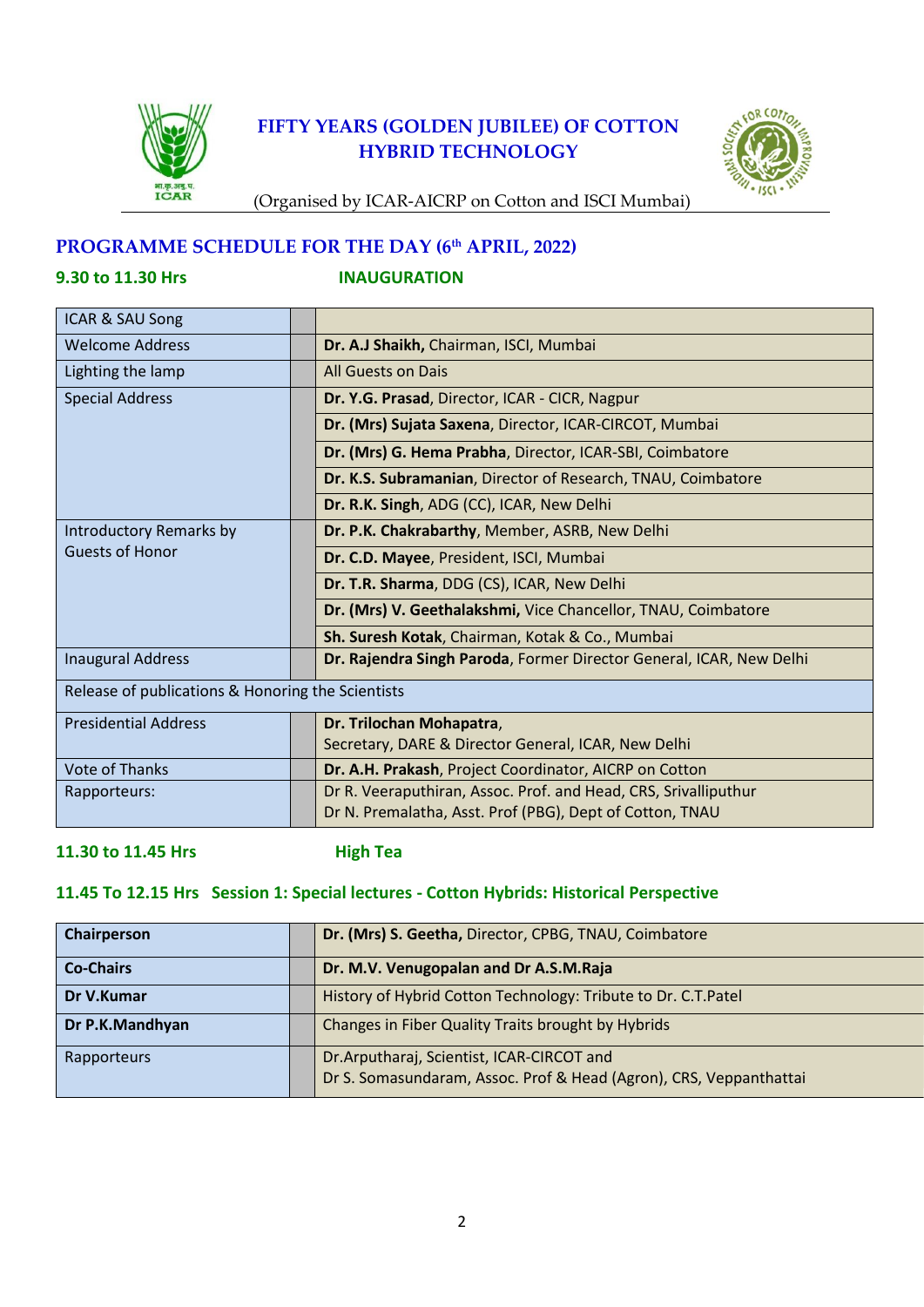# FIFTY YEARS (GOLDEN JUBILEE) OF COTTON HYBRID TECHNOLOGY

(Organised by ICAR-AICRP on Cotton and ISCI Mumbai)

## PROGRAMME SCHEDULE FOR THE DAY (6th APRIL, 2022)

**9.30 to 11.30 Hrs INAUGURATION**

| | |
|---|---|
| ICAR & SAU Song | |
| Welcome Address | **Dr. A.J Shaikh,** Chairman, ISCI, Mumbai |
| Lighting the lamp | All Guests on Dais |
| Special Address | **Dr. Y.G. Prasad**, Director, ICAR - CICR, Nagpur |
| | **Dr. (Mrs) Sujata Saxena**, Director, ICAR-CIRCOT, Mumbai |
| | **Dr. (Mrs) G. Hema Prabha**, Director, ICAR-SBI, Coimbatore |
| | **Dr. K.S. Subramanian**, Director of Research, TNAU, Coimbatore |
| | **Dr. R.K. Singh**, ADG (CC), ICAR, New Delhi |
| Introductory Remarks by Guests of Honor | **Dr. P.K. Chakrabarthy**, Member, ASRB, New Delhi |
| | **Dr. C.D. Mayee**, President, ISCI, Mumbai |
| | **Dr. T.R. Sharma**, DDG (CS), ICAR, New Delhi |
| | **Dr. (Mrs) V. Geethalakshmi,** Vice Chancellor, TNAU, Coimbatore |
| | **Sh. Suresh Kotak**, Chairman, Kotak & Co., Mumbai |
| Inaugural Address | **Dr. Rajendra Singh Paroda**, Former Director General, ICAR, New Delhi |
| Release of publications & Honoring the Scientists | |
| Presidential Address | **Dr. Trilochan Mohapatra**, Secretary, DARE & Director General, ICAR, New Delhi |
| Vote of Thanks | **Dr. A.H. Prakash**, Project Coordinator, AICRP on Cotton |
| Rapporteurs: | Dr R. Veeraputhiran, Assoc. Prof. and Head, CRS, Srivalliputhur<br>Dr N. Premalatha, Asst. Prof (PBG), Dept of Cotton, TNAU |

**11.30 to 11.45 Hrs High Tea**

**11.45 To 12.15 Hrs Session 1: Special lectures - Cotton Hybrids: Historical Perspective**

| | |
|---|---|
| **Chairperson** | **Dr. (Mrs) S. Geetha,** Director, CPBG, TNAU, Coimbatore |
| **Co-Chairs** | **Dr. M.V. Venugopalan and Dr A.S.M.Raja** |
| **Dr V.Kumar** | History of Hybrid Cotton Technology: Tribute to Dr. C.T.Patel |
| **Dr P.K.Mandhyan** | Changes in Fiber Quality Traits brought by Hybrids |
| Rapporteurs | Dr.Arputharaj, Scientist, ICAR-CIRCOT and<br>Dr S. Somasundaram, Assoc. Prof & Head (Agron), CRS, Veppanthattai |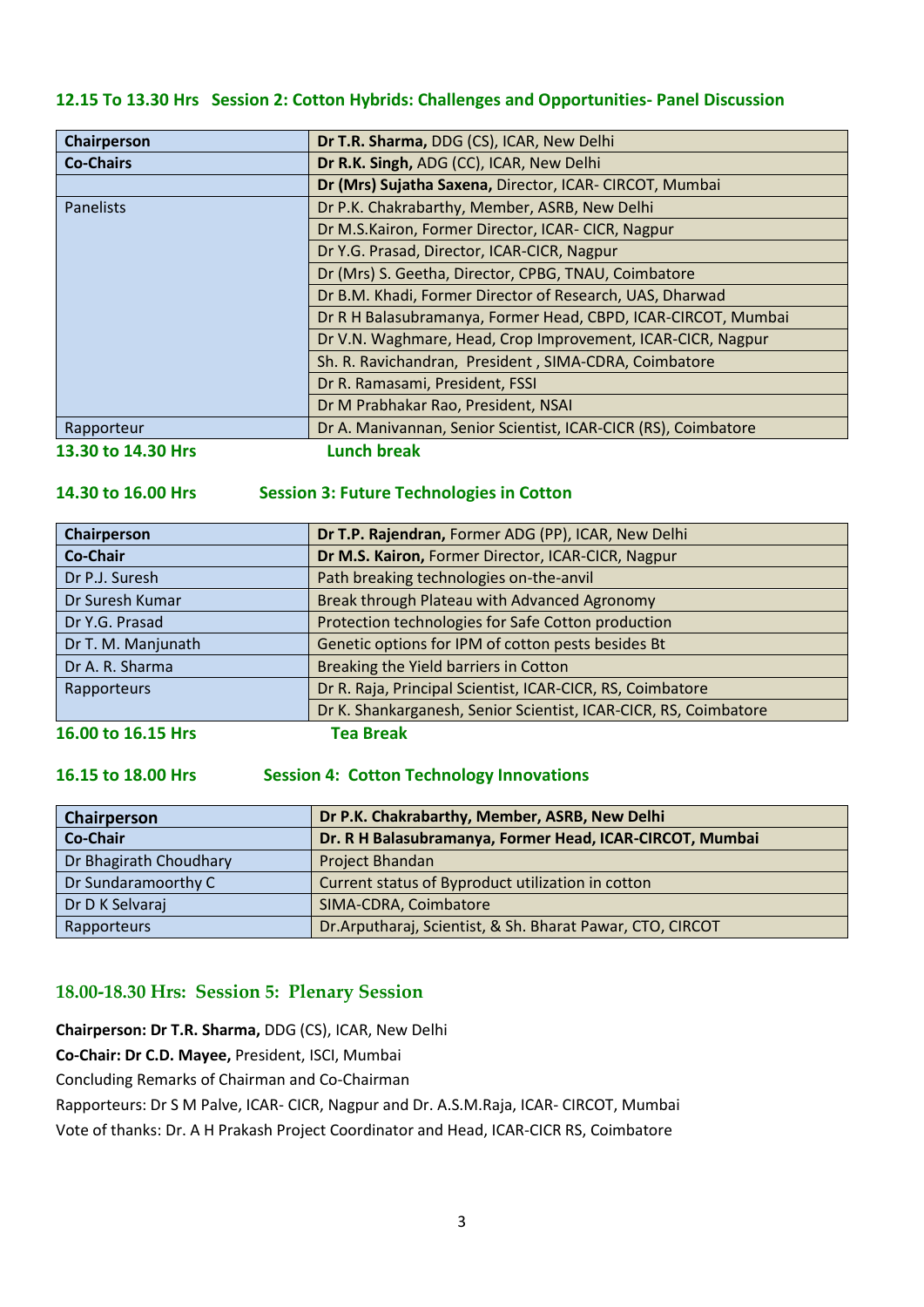### 12.15 To 13.30 Hrs Session 2: Cotton Hybrids: Challenges and Opportunities- Panel Discussion

| Chairperson | **Dr T.R. Sharma,** DDG (CS), ICAR, New Delhi |
|---|---|
| **Co-Chairs** | **Dr R.K. Singh,** ADG (CC), ICAR, New Delhi |
| | **Dr (Mrs) Sujatha Saxena,** Director, ICAR- CIRCOT, Mumbai |
| Panelists | Dr P.K. Chakrabarthy, Member, ASRB, New Delhi |
| | Dr M.S.Kairon, Former Director, ICAR- CICR, Nagpur |
| | Dr Y.G. Prasad, Director, ICAR-CICR, Nagpur |
| | Dr (Mrs) S. Geetha, Director, CPBG, TNAU, Coimbatore |
| | Dr B.M. Khadi, Former Director of Research, UAS, Dharwad |
| | Dr R H Balasubramanya, Former Head, CBPD, ICAR-CIRCOT, Mumbai |
| | Dr V.N. Waghmare, Head, Crop Improvement, ICAR-CICR, Nagpur |
| | Sh. R. Ravichandran, President , SIMA-CDRA, Coimbatore |
| | Dr R. Ramasami, President, FSSI |
| | Dr M Prabhakar Rao, President, NSAI |
| Rapporteur | Dr A. Manivannan, Senior Scientist, ICAR-CICR (RS), Coimbatore |

**13.30 to 14.30 Hrs Lunch break**

### 14.30 to 16.00 Hrs Session 3: Future Technologies in Cotton

| Chairperson | **Dr T.P. Rajendran,** Former ADG (PP), ICAR, New Delhi |
|---|---|
| **Co-Chair** | **Dr M.S. Kairon,** Former Director, ICAR-CICR, Nagpur |
| Dr P.J. Suresh | Path breaking technologies on-the-anvil |
| Dr Suresh Kumar | Break through Plateau with Advanced Agronomy |
| Dr Y.G. Prasad | Protection technologies for Safe Cotton production |
| Dr T. M. Manjunath | Genetic options for IPM of cotton pests besides Bt |
| Dr A. R. Sharma | Breaking the Yield barriers in Cotton |
| Rapporteurs | Dr R. Raja, Principal Scientist, ICAR-CICR, RS, Coimbatore |
| | Dr K. Shankarganesh, Senior Scientist, ICAR-CICR, RS, Coimbatore |

**16.00 to 16.15 Hrs Tea Break**

### 16.15 to 18.00 Hrs Session 4: Cotton Technology Innovations

| Chairperson | **Dr P.K. Chakrabarthy, Member, ASRB, New Delhi** |
|---|---|
| **Co-Chair** | **Dr. R H Balasubramanya, Former Head, ICAR-CIRCOT, Mumbai** |
| Dr Bhagirath Choudhary | Project Bhandan |
| Dr Sundaramoorthy C | Current status of Byproduct utilization in cotton |
| Dr D K Selvaraj | SIMA-CDRA, Coimbatore |
| Rapporteurs | Dr.Arputharaj, Scientist, & Sh. Bharat Pawar, CTO, CIRCOT |

### 18.00-18.30 Hrs: Session 5: Plenary Session

**Chairperson: Dr T.R. Sharma,** DDG (CS), ICAR, New Delhi

**Co-Chair: Dr C.D. Mayee,** President, ISCI, Mumbai

Concluding Remarks of Chairman and Co-Chairman

Rapporteurs: Dr S M Palve, ICAR- CICR, Nagpur and Dr. A.S.M.Raja, ICAR- CIRCOT, Mumbai

Vote of thanks: Dr. A H Prakash Project Coordinator and Head, ICAR-CICR RS, Coimbatore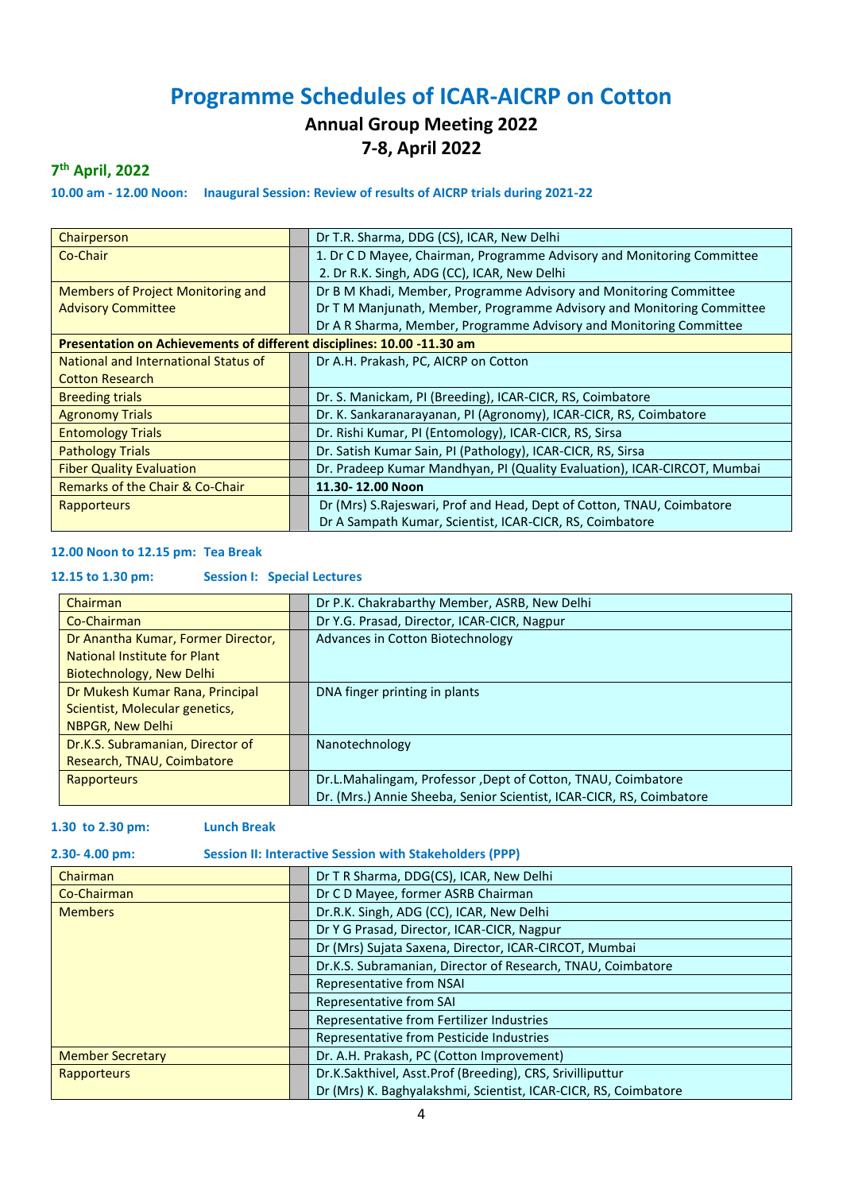# Programme Schedules of ICAR-AICRP on Cotton

## Annual Group Meeting 2022

## 7-8, April 2022

### 7th April, 2022

**10.00 am - 12.00 Noon: Inaugural Session: Review of results of AICRP trials during 2021-22**

| | | |
|---|---|---|
| Chairperson | | Dr T.R. Sharma, DDG (CS), ICAR, New Delhi |
| Co-Chair | | 1. Dr C D Mayee, Chairman, Programme Advisory and Monitoring Committee<br>2. Dr R.K. Singh, ADG (CC), ICAR, New Delhi |
| Members of Project Monitoring and Advisory Committee | | Dr B M Khadi, Member, Programme Advisory and Monitoring Committee<br>Dr T M Manjunath, Member, Programme Advisory and Monitoring Committee<br>Dr A R Sharma, Member, Programme Advisory and Monitoring Committee |
| **Presentation on Achievements of different disciplines: 10.00 -11.30 am** | | |
| National and International Status of Cotton Research | | Dr A.H. Prakash, PC, AICRP on Cotton |
| Breeding trials | | Dr. S. Manickam, PI (Breeding), ICAR-CICR, RS, Coimbatore |
| Agronomy Trials | | Dr. K. Sankaranarayanan, PI (Agronomy), ICAR-CICR, RS, Coimbatore |
| Entomology Trials | | Dr. Rishi Kumar, PI (Entomology), ICAR-CICR, RS, Sirsa |
| Pathology Trials | | Dr. Satish Kumar Sain, PI (Pathology), ICAR-CICR, RS, Sirsa |
| Fiber Quality Evaluation | | Dr. Pradeep Kumar Mandhyan, PI (Quality Evaluation), ICAR-CIRCOT, Mumbai |
| Remarks of the Chair & Co-Chair | | **11.30- 12.00 Noon** |
| Rapporteurs | | Dr (Mrs) S.Rajeswari, Prof and Head, Dept of Cotton, TNAU, Coimbatore<br>Dr A Sampath Kumar, Scientist, ICAR-CICR, RS, Coimbatore |

**12.00 Noon to 12.15 pm: Tea Break**

**12.15 to 1.30 pm: Session I: Special Lectures**

| | | |
|---|---|---|
| Chairman | | Dr P.K. Chakrabarthy Member, ASRB, New Delhi |
| Co-Chairman | | Dr Y.G. Prasad, Director, ICAR-CICR, Nagpur |
| Dr Anantha Kumar, Former Director, National Institute for Plant Biotechnology, New Delhi | | Advances in Cotton Biotechnology |
| Dr Mukesh Kumar Rana, Principal Scientist, Molecular genetics, NBPGR, New Delhi | | DNA finger printing in plants |
| Dr.K.S. Subramanian, Director of Research, TNAU, Coimbatore | | Nanotechnology |
| Rapporteurs | | Dr.L.Mahalingam, Professor ,Dept of Cotton, TNAU, Coimbatore<br>Dr. (Mrs.) Annie Sheeba, Senior Scientist, ICAR-CICR, RS, Coimbatore |

**1.30 to 2.30 pm: Lunch Break**

**2.30- 4.00 pm: Session II: Interactive Session with Stakeholders (PPP)**

| | | |
|---|---|---|
| Chairman | | Dr T R Sharma, DDG(CS), ICAR, New Delhi |
| Co-Chairman | | Dr C D Mayee, former ASRB Chairman |
| Members | | Dr.R.K. Singh, ADG (CC), ICAR, New Delhi |
| | | Dr Y G Prasad, Director, ICAR-CICR, Nagpur |
| | | Dr (Mrs) Sujata Saxena, Director, ICAR-CIRCOT, Mumbai |
| | | Dr.K.S. Subramanian, Director of Research, TNAU, Coimbatore |
| | | Representative from NSAI |
| | | Representative from SAI |
| | | Representative from Fertilizer Industries |
| | | Representative from Pesticide Industries |
| Member Secretary | | Dr. A.H. Prakash, PC (Cotton Improvement) |
| Rapporteurs | | Dr.K.Sakthivel, Asst.Prof (Breeding), CRS, Srivilliputtur<br>Dr (Mrs) K. Baghyalakshmi, Scientist, ICAR-CICR, RS, Coimbatore |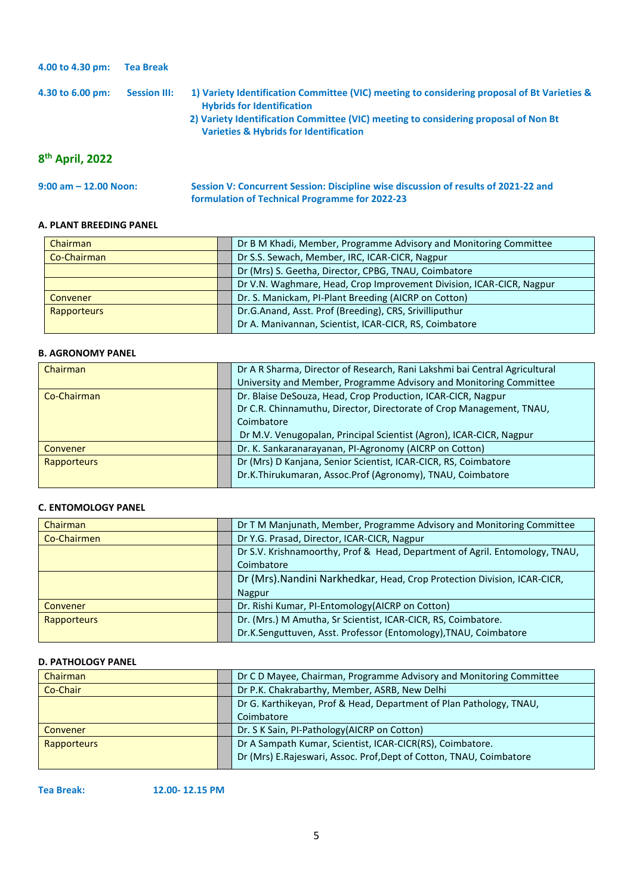**4.00 to 4.30 pm:** **Tea Break**

**4.30 to 6.00 pm:** **Session III:** **1) Variety Identification Committee (VIC) meeting to considering proposal of Bt Varieties & Hybrids for Identification**
**2) Variety Identification Committee (VIC) meeting to considering proposal of Non Bt Varieties & Hybrids for Identification**

## 8th April, 2022

**9:00 am – 12.00 Noon:** **Session V: Concurrent Session: Discipline wise discussion of results of 2021-22 and formulation of Technical Programme for 2022-23**

**A. PLANT BREEDING PANEL**

| | | |
|---|---|---|
| Chairman | | Dr B M Khadi, Member, Programme Advisory and Monitoring Committee |
| Co-Chairman | | Dr S.S. Sewach, Member, IRC, ICAR-CICR, Nagpur |
| | | Dr (Mrs) S. Geetha, Director, CPBG, TNAU, Coimbatore |
| | | Dr V.N. Waghmare, Head, Crop Improvement Division, ICAR-CICR, Nagpur |
| Convener | | Dr. S. Manickam, PI-Plant Breeding (AICRP on Cotton) |
| Rapporteurs | | Dr.G.Anand, Asst. Prof (Breeding), CRS, Srivilliputhur<br>Dr A. Manivannan, Scientist, ICAR-CICR, RS, Coimbatore |

**B. AGRONOMY PANEL**

| | | |
|---|---|---|
| Chairman | | Dr A R Sharma, Director of Research, Rani Lakshmi bai Central Agricultural University and Member, Programme Advisory and Monitoring Committee |
| Co-Chairman | | Dr. Blaise DeSouza, Head, Crop Production, ICAR-CICR, Nagpur<br>Dr C.R. Chinnamuthu, Director, Directorate of Crop Management, TNAU, Coimbatore<br>Dr M.V. Venugopalan, Principal Scientist (Agron), ICAR-CICR, Nagpur |
| Convener | | Dr. K. Sankaranarayanan, PI-Agronomy (AICRP on Cotton) |
| Rapporteurs | | Dr (Mrs) D Kanjana, Senior Scientist, ICAR-CICR, RS, Coimbatore<br>Dr.K.Thirukumaran, Assoc.Prof (Agronomy), TNAU, Coimbatore |

**C. ENTOMOLOGY PANEL**

| | | |
|---|---|---|
| Chairman | | Dr T M Manjunath, Member, Programme Advisory and Monitoring Committee |
| Co-Chairmen | | Dr Y.G. Prasad, Director, ICAR-CICR, Nagpur |
| | | Dr S.V. Krishnamoorthy, Prof & Head, Department of Agril. Entomology, TNAU, Coimbatore |
| | | Dr (Mrs).Nandini Narkhedkar, Head, Crop Protection Division, ICAR-CICR, Nagpur |
| Convener | | Dr. Rishi Kumar, PI-Entomology(AICRP on Cotton) |
| Rapporteurs | | Dr. (Mrs.) M Amutha, Sr Scientist, ICAR-CICR, RS, Coimbatore.<br>Dr.K.Senguttuven, Asst. Professor (Entomology),TNAU, Coimbatore |

**D. PATHOLOGY PANEL**

| | | |
|---|---|---|
| Chairman | | Dr C D Mayee, Chairman, Programme Advisory and Monitoring Committee |
| Co-Chair | | Dr P.K. Chakrabarthy, Member, ASRB, New Delhi |
| | | Dr G. Karthikeyan, Prof & Head, Department of Plan Pathology, TNAU, Coimbatore |
| Convener | | Dr. S K Sain, PI-Pathology(AICRP on Cotton) |
| Rapporteurs | | Dr A Sampath Kumar, Scientist, ICAR-CICR(RS), Coimbatore.<br>Dr (Mrs) E.Rajeswari, Assoc. Prof,Dept of Cotton, TNAU, Coimbatore |

**Tea Break:** **12.00- 12.15 PM**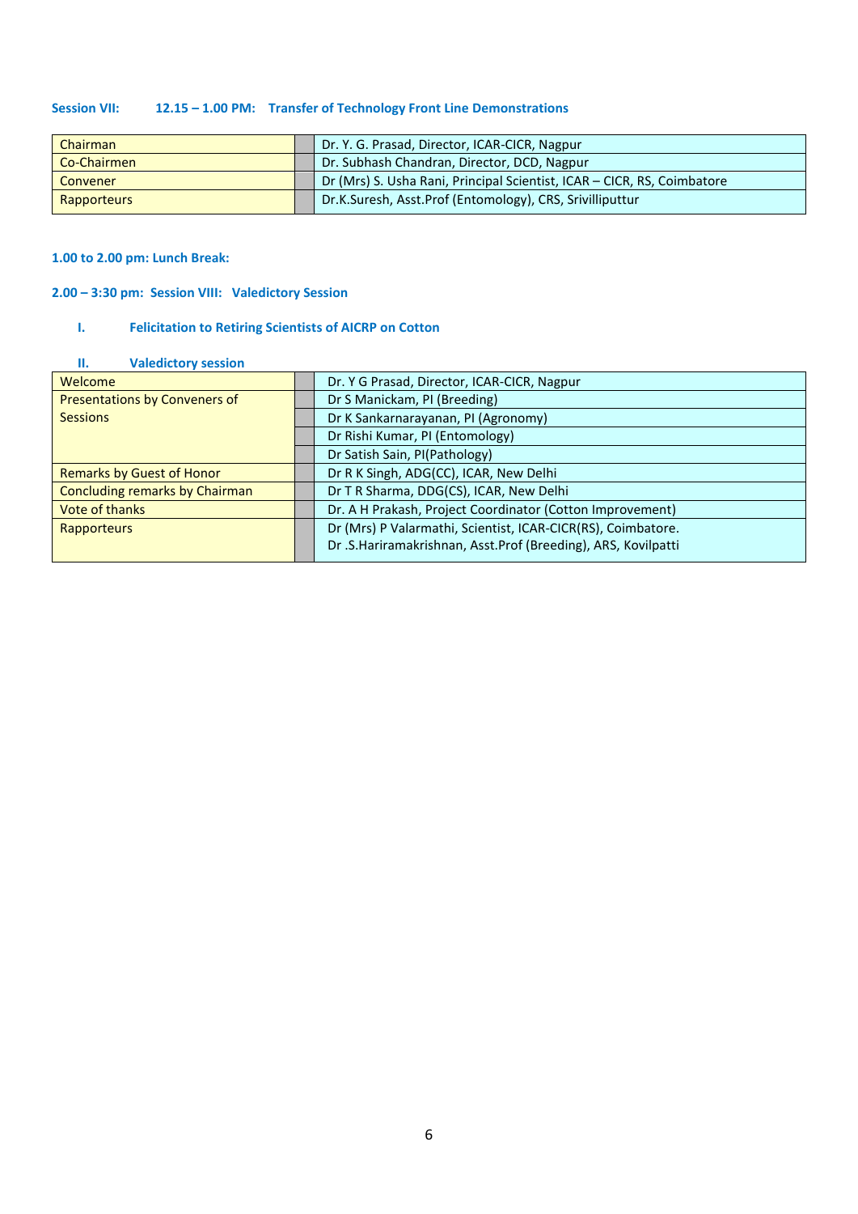**Session VII: 12.15 – 1.00 PM: Transfer of Technology Front Line Demonstrations**

| | | |
|---|---|---|
| Chairman | | Dr. Y. G. Prasad, Director, ICAR-CICR, Nagpur |
| Co-Chairmen | | Dr. Subhash Chandran, Director, DCD, Nagpur |
| Convener | | Dr (Mrs) S. Usha Rani, Principal Scientist, ICAR – CICR, RS, Coimbatore |
| Rapporteurs | | Dr.K.Suresh, Asst.Prof (Entomology), CRS, Srivilliputtur |

**1.00 to 2.00 pm: Lunch Break:**

**2.00 – 3:30 pm: Session VIII: Valedictory Session**

**I. Felicitation to Retiring Scientists of AICRP on Cotton**

**II. Valedictory session**

| | | |
|---|---|---|
| Welcome | | Dr. Y G Prasad, Director, ICAR-CICR, Nagpur |
| Presentations by Conveners of Sessions | | Dr S Manickam, PI (Breeding) |
| | | Dr K Sankarnarayanan, PI (Agronomy) |
| | | Dr Rishi Kumar, PI (Entomology) |
| | | Dr Satish Sain, PI(Pathology) |
| Remarks by Guest of Honor | | Dr R K Singh, ADG(CC), ICAR, New Delhi |
| Concluding remarks by Chairman | | Dr T R Sharma, DDG(CS), ICAR, New Delhi |
| Vote of thanks | | Dr. A H Prakash, Project Coordinator (Cotton Improvement) |
| Rapporteurs | | Dr (Mrs) P Valarmathi, Scientist, ICAR-CICR(RS), Coimbatore.<br>Dr .S.Hariramakrishnan, Asst.Prof (Breeding), ARS, Kovilpatti |